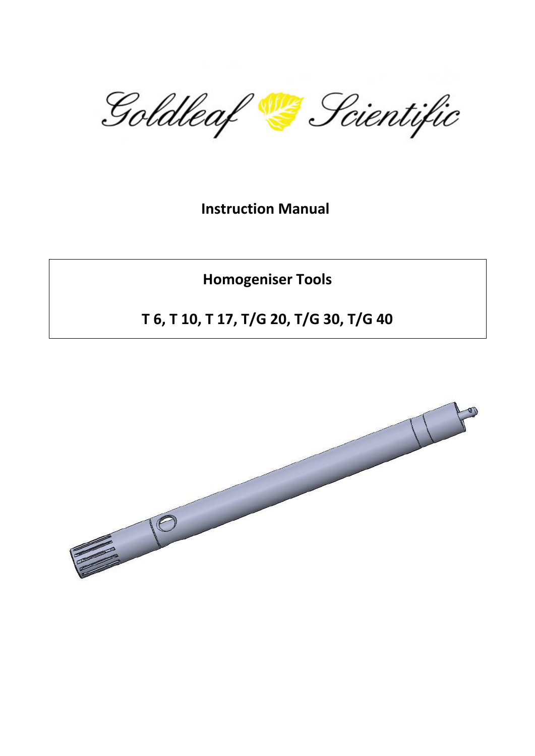Goldleaf Scientific

# Instruction Manual

## Homogeniser Tools

## T 6, T 10, T 17, T/G 20, T/G 30, T/G 40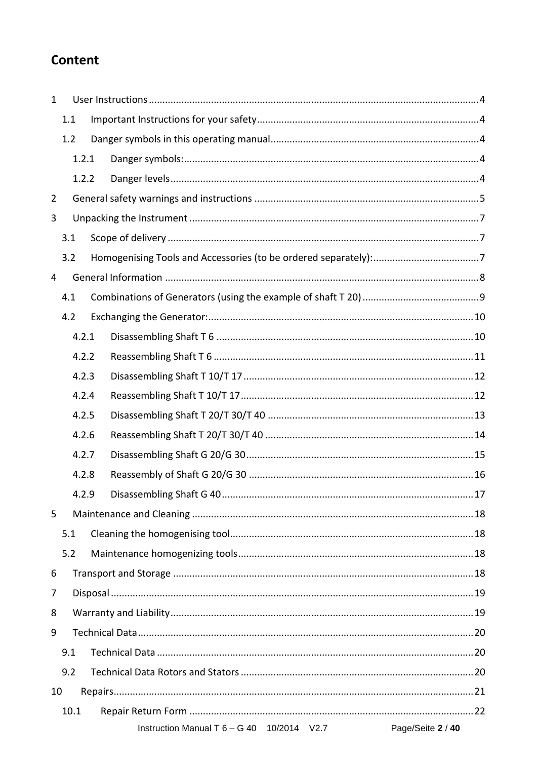# Content

1 User Instructions ........................................................................ 4

1.1 Important Instructions for your safety ........................................................................ 4

1.2 Danger symbols in this operating manual ........................................................................ 4

1.2.1 Danger symbols: ........................................................................ 4

1.2.2 Danger levels ........................................................................ 4

2 General safety warnings and instructions ........................................................................ 5

3 Unpacking the Instrument ........................................................................ 7

3.1 Scope of delivery ........................................................................ 7

3.2 Homogenising Tools and Accessories (to be ordered separately): ........................................................................ 7

4 General Information ........................................................................ 8

4.1 Combinations of Generators (using the example of shaft T 20) ........................................................................ 9

4.2 Exchanging the Generator: ........................................................................ 10

4.2.1 Disassembling Shaft T 6 ........................................................................ 10

4.2.2 Reassembling Shaft T 6 ........................................................................ 11

4.2.3 Disassembling Shaft T 10/T 17 ........................................................................ 12

4.2.4 Reassembling Shaft T 10/T 17 ........................................................................ 12

4.2.5 Disassembling Shaft T 20/T 30/T 40 ........................................................................ 13

4.2.6 Reassembling Shaft T 20/T 30/T 40 ........................................................................ 14

4.2.7 Disassembling Shaft G 20/G 30 ........................................................................ 15

4.2.8 Reassembly of Shaft G 20/G 30 ........................................................................ 16

4.2.9 Disassembling Shaft G 40 ........................................................................ 17

5 Maintenance and Cleaning ........................................................................ 18

5.1 Cleaning the homogenising tool ........................................................................ 18

5.2 Maintenance homogenizing tools ........................................................................ 18

6 Transport and Storage ........................................................................ 18

7 Disposal ........................................................................ 19

8 Warranty and Liability ........................................................................ 19

9 Technical Data ........................................................................ 20

9.1 Technical Data ........................................................................ 20

9.2 Technical Data Rotors and Stators ........................................................................ 20

10 Repairs ........................................................................ 21

10.1 Repair Return Form ........................................................................ 22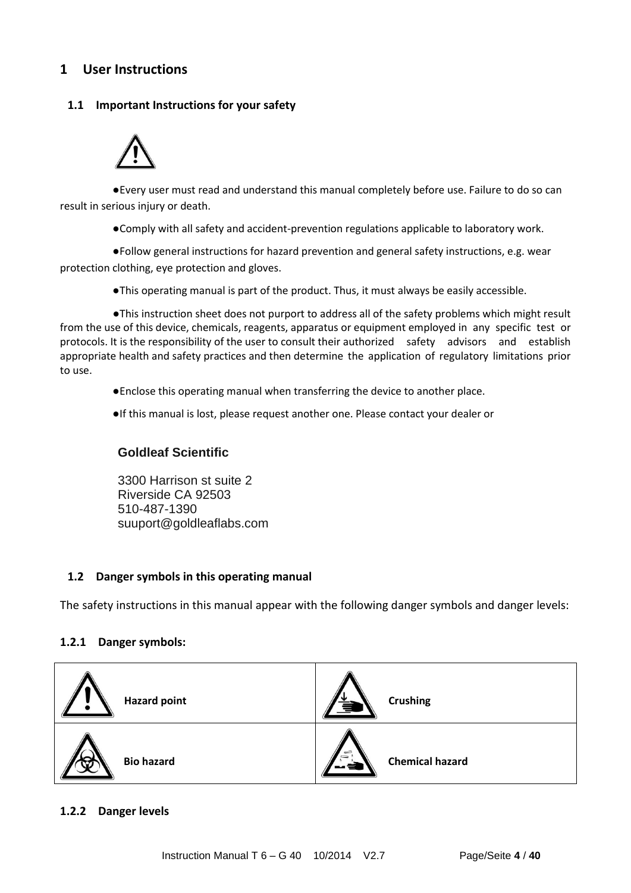# 1 User Instructions

## 1.1 Important Instructions for your safety

- Every user must read and understand this manual completely before use. Failure to do so can result in serious injury or death.
- Comply with all safety and accident-prevention regulations applicable to laboratory work.
- Follow general instructions for hazard prevention and general safety instructions, e.g. wear protection clothing, eye protection and gloves.
- This operating manual is part of the product. Thus, it must always be easily accessible.
- This instruction sheet does not purport to address all of the safety problems which might result from the use of this device, chemicals, reagents, apparatus or equipment employed in any specific test or protocols. It is the responsibility of the user to consult their authorized safety advisors and establish appropriate health and safety practices and then determine the application of regulatory limitations prior to use.
- Enclose this operating manual when transferring the device to another place.
- If this manual is lost, please request another one. Please contact your dealer or

**Goldleaf Scientific**

3300 Harrison st suite 2
Riverside CA 92503
510-487-1390
suuport@goldleaflabs.com

## 1.2 Danger symbols in this operating manual

The safety instructions in this manual appear with the following danger symbols and danger levels:

### 1.2.1 Danger symbols:

| | |
|---|---|
| **Hazard point** | **Crushing** |
| **Bio hazard** | **Chemical hazard** |

### 1.2.2 Danger levels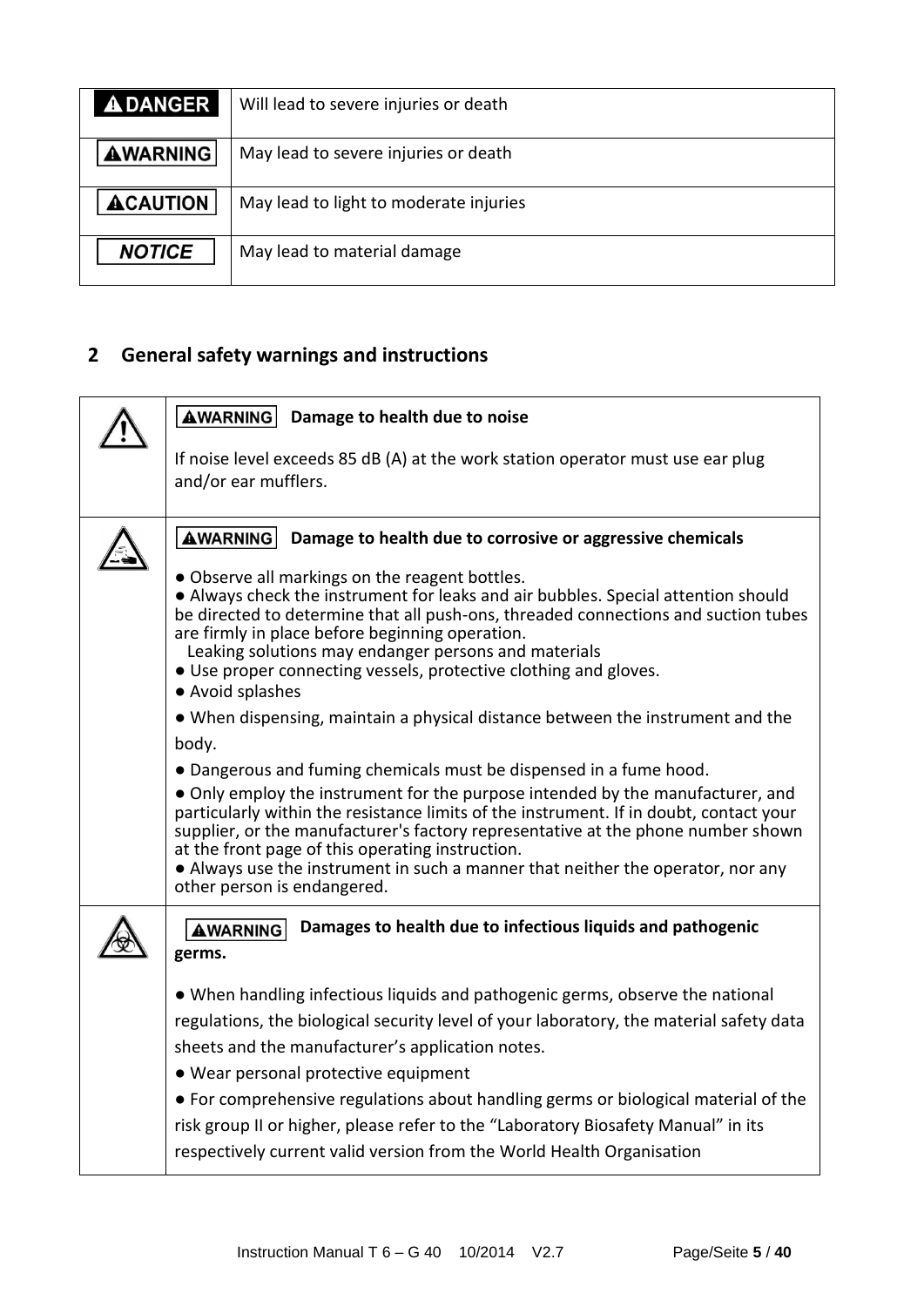| | |
|---|---|
| **⚠DANGER** | Will lead to severe injuries or death |
| **⚠WARNING** | May lead to severe injuries or death |
| **⚠CAUTION** | May lead to light to moderate injuries |
| ***NOTICE*** | May lead to material damage |

## 2 General safety warnings and instructions

| | |
|---|---|
| ⚠ | **⚠WARNING** **Damage to health due to noise**<br><br>If noise level exceeds 85 dB (A) at the work station operator must use ear plug and/or ear mufflers. |
| ⚠ | **⚠WARNING** **Damage to health due to corrosive or aggressive chemicals**<br><br>● Observe all markings on the reagent bottles.<br>● Always check the instrument for leaks and air bubbles. Special attention should be directed to determine that all push-ons, threaded connections and suction tubes are firmly in place before beginning operation.<br>Leaking solutions may endanger persons and materials<br>● Use proper connecting vessels, protective clothing and gloves.<br>● Avoid splashes<br>● When dispensing, maintain a physical distance between the instrument and the body.<br>● Dangerous and fuming chemicals must be dispensed in a fume hood.<br>● Only employ the instrument for the purpose intended by the manufacturer, and particularly within the resistance limits of the instrument. If in doubt, contact your supplier, or the manufacturer's factory representative at the phone number shown at the front page of this operating instruction.<br>● Always use the instrument in such a manner that neither the operator, nor any other person is endangered. |
| ⚠ | **⚠WARNING** **Damages to health due to infectious liquids and pathogenic germs.**<br><br>● When handling infectious liquids and pathogenic germs, observe the national regulations, the biological security level of your laboratory, the material safety data sheets and the manufacturer's application notes.<br>● Wear personal protective equipment<br>● For comprehensive regulations about handling germs or biological material of the risk group II or higher, please refer to the "Laboratory Biosafety Manual" in its respectively current valid version from the World Health Organisation |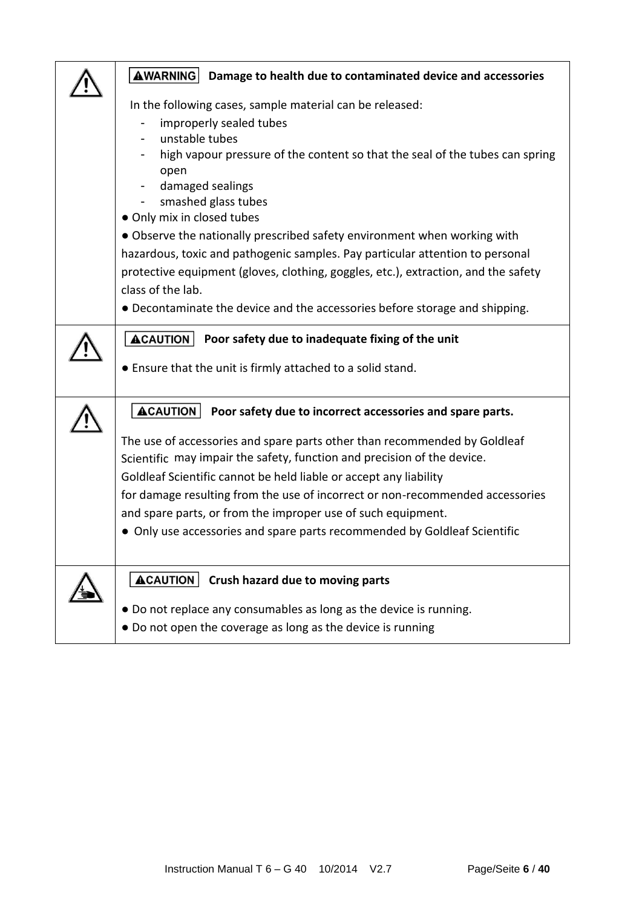| | |
|---|---|
| ⚠ | **⚠WARNING** **Damage to health due to contaminated device and accessories**<br><br>In the following cases, sample material can be released:<br>- improperly sealed tubes<br>- unstable tubes<br>- high vapour pressure of the content so that the seal of the tubes can spring open<br>- damaged sealings<br>- smashed glass tubes<br><br>● Only mix in closed tubes<br>● Observe the nationally prescribed safety environment when working with hazardous, toxic and pathogenic samples. Pay particular attention to personal protective equipment (gloves, clothing, goggles, etc.), extraction, and the safety class of the lab.<br>● Decontaminate the device and the accessories before storage and shipping. |
| ⚠ | **⚠CAUTION** **Poor safety due to inadequate fixing of the unit**<br><br>● Ensure that the unit is firmly attached to a solid stand. |
| ⚠ | **⚠CAUTION** **Poor safety due to incorrect accessories and spare parts.**<br><br>The use of accessories and spare parts other than recommended by Goldleaf Scientific may impair the safety, function and precision of the device.<br>Goldleaf Scientific cannot be held liable or accept any liability for damage resulting from the use of incorrect or non-recommended accessories and spare parts, or from the improper use of such equipment.<br>● Only use accessories and spare parts recommended by Goldleaf Scientific |
| ⚠ | **⚠CAUTION** **Crush hazard due to moving parts**<br><br>● Do not replace any consumables as long as the device is running.<br>● Do not open the coverage as long as the device is running |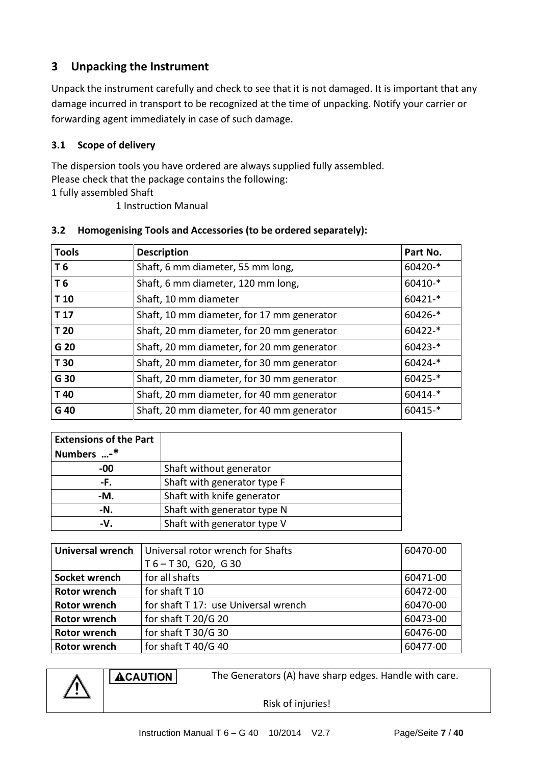## 3 Unpacking the Instrument

Unpack the instrument carefully and check to see that it is not damaged. It is important that any damage incurred in transport to be recognized at the time of unpacking. Notify your carrier or forwarding agent immediately in case of such damage.

### 3.1 Scope of delivery

The dispersion tools you have ordered are always supplied fully assembled.
Please check that the package contains the following:
1 fully assembled Shaft
1 Instruction Manual

### 3.2 Homogenising Tools and Accessories (to be ordered separately):

| Tools | Description | Part No. |
|---|---|---|
| **T 6** | Shaft, 6 mm diameter, 55 mm long, | 60420-* |
| **T 6** | Shaft, 6 mm diameter, 120 mm long, | 60410-* |
| **T 10** | Shaft, 10 mm diameter | 60421-* |
| **T 17** | Shaft, 10 mm diameter, for 17 mm generator | 60426-* |
| **T 20** | Shaft, 20 mm diameter, for 20 mm generator | 60422-* |
| **G 20** | Shaft, 20 mm diameter, for 20 mm generator | 60423-* |
| **T 30** | Shaft, 20 mm diameter, for 30 mm generator | 60424-* |
| **G 30** | Shaft, 20 mm diameter, for 30 mm generator | 60425-* |
| **T 40** | Shaft, 20 mm diameter, for 40 mm generator | 60414-* |
| **G 40** | Shaft, 20 mm diameter, for 40 mm generator | 60415-* |

| Extensions of the Part Numbers …-* | |
|---|---|
| **-00** | Shaft without generator |
| **-F.** | Shaft with generator type F |
| **-M.** | Shaft with knife generator |
| **-N.** | Shaft with generator type N |
| **-V.** | Shaft with generator type V |

| | | |
|---|---|---|
| **Universal wrench** | Universal rotor wrench for Shafts T 6 – T 30, G20, G 30 | 60470-00 |
| **Socket wrench** | for all shafts | 60471-00 |
| **Rotor wrench** | for shaft T 10 | 60472-00 |
| **Rotor wrench** | for shaft T 17: use Universal wrench | 60470-00 |
| **Rotor wrench** | for shaft T 20/G 20 | 60473-00 |
| **Rotor wrench** | for shaft T 30/G 30 | 60476-00 |
| **Rotor wrench** | for shaft T 40/G 40 | 60477-00 |

**⚠ CAUTION** The Generators (A) have sharp edges. Handle with care.

Risk of injuries!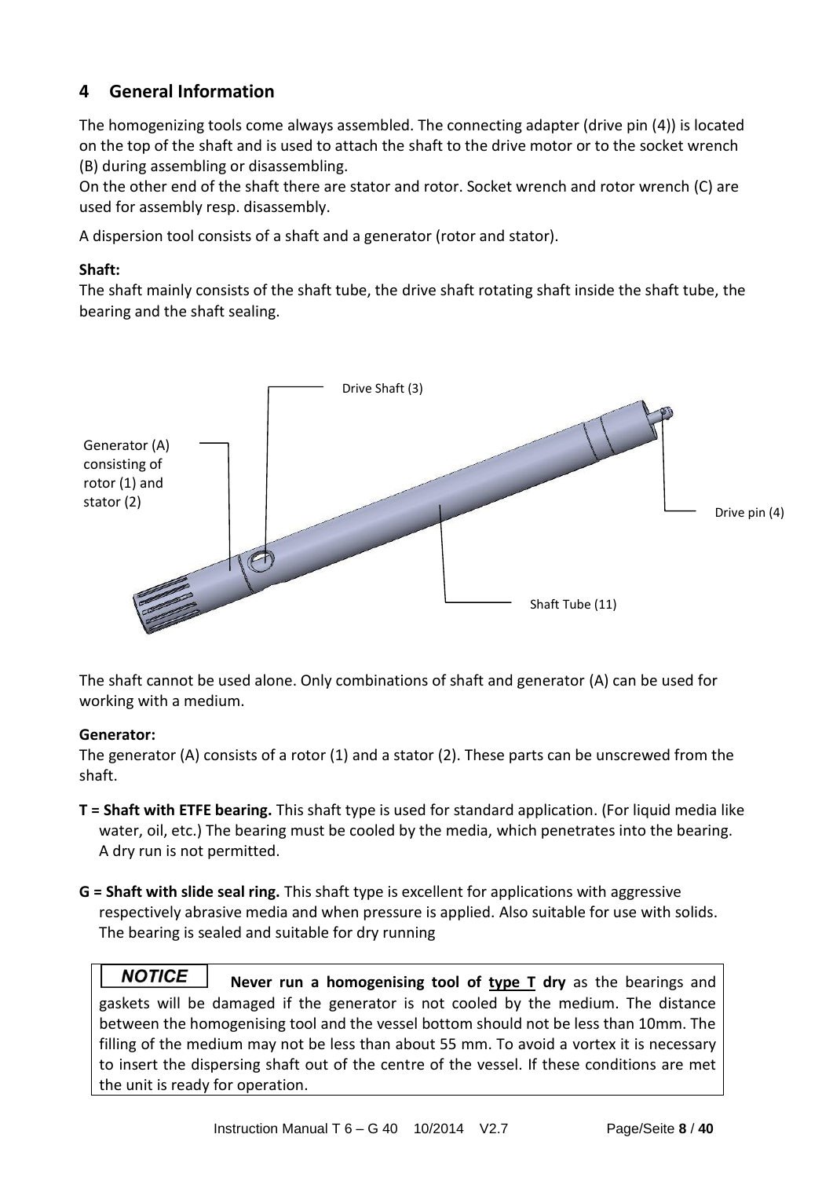## 4 General Information

The homogenizing tools come always assembled. The connecting adapter (drive pin (4)) is located on the top of the shaft and is used to attach the shaft to the drive motor or to the socket wrench (B) during assembling or disassembling.
On the other end of the shaft there are stator and rotor. Socket wrench and rotor wrench (C) are used for assembly resp. disassembly.

A dispersion tool consists of a shaft and a generator (rotor and stator).

**Shaft:**
The shaft mainly consists of the shaft tube, the drive shaft rotating shaft inside the shaft tube, the bearing and the shaft sealing.

Drive Shaft (3)

Generator (A) consisting of rotor (1) and stator (2)

Drive pin (4)

Shaft Tube (11)

The shaft cannot be used alone. Only combinations of shaft and generator (A) can be used for working with a medium.

**Generator:**
The generator (A) consists of a rotor (1) and a stator (2). These parts can be unscrewed from the shaft.

**T = Shaft with ETFE bearing.** This shaft type is used for standard application. (For liquid media like water, oil, etc.) The bearing must be cooled by the media, which penetrates into the bearing. A dry run is not permitted.

**G = Shaft with slide seal ring.** This shaft type is excellent for applications with aggressive respectively abrasive media and when pressure is applied. Also suitable for use with solids. The bearing is sealed and suitable for dry running

> ***NOTICE*** **Never run a homogenising tool of <u>type T</u> dry** as the bearings and gaskets will be damaged if the generator is not cooled by the medium. The distance between the homogenising tool and the vessel bottom should not be less than 10mm. The filling of the medium may not be less than about 55 mm. To avoid a vortex it is necessary to insert the dispersing shaft out of the centre of the vessel. If these conditions are met the unit is ready for operation.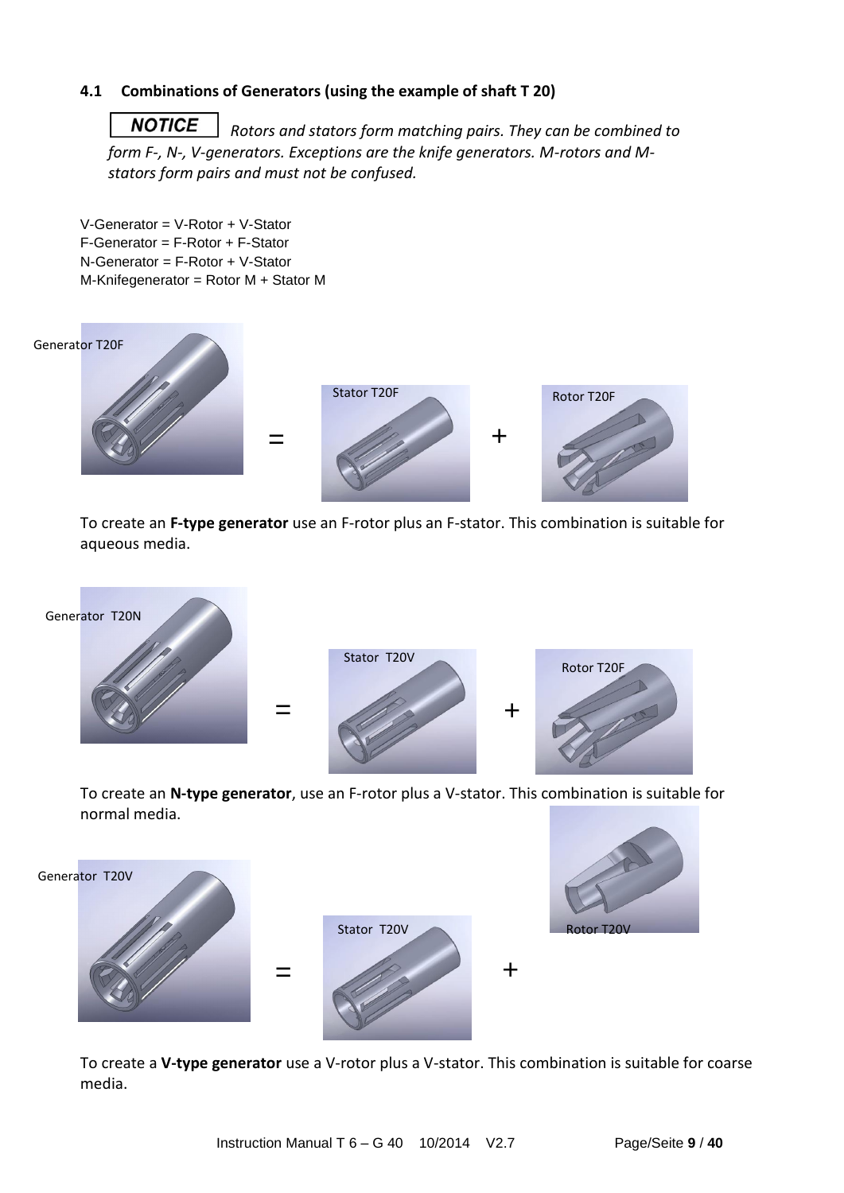## 4.1 Combinations of Generators (using the example of shaft T 20)

**NOTICE** *Rotors and stators form matching pairs. They can be combined to form F-, N-, V-generators. Exceptions are the knife generators. M-rotors and M-stators form pairs and must not be confused.*

V-Generator = V-Rotor + V-Stator
F-Generator = F-Rotor + F-Stator
N-Generator = F-Rotor + V-Stator
M-Knifegenerator = Rotor M + Stator M

Generator T20F = Stator T20F + Rotor T20F

To create an **F-type generator** use an F-rotor plus an F-stator. This combination is suitable for aqueous media.

Generator T20N = Stator T20V + Rotor T20F

To create an **N-type generator**, use an F-rotor plus a V-stator. This combination is suitable for normal media.

Generator T20V = Stator T20V + Rotor T20V

To create a **V-type generator** use a V-rotor plus a V-stator. This combination is suitable for coarse media.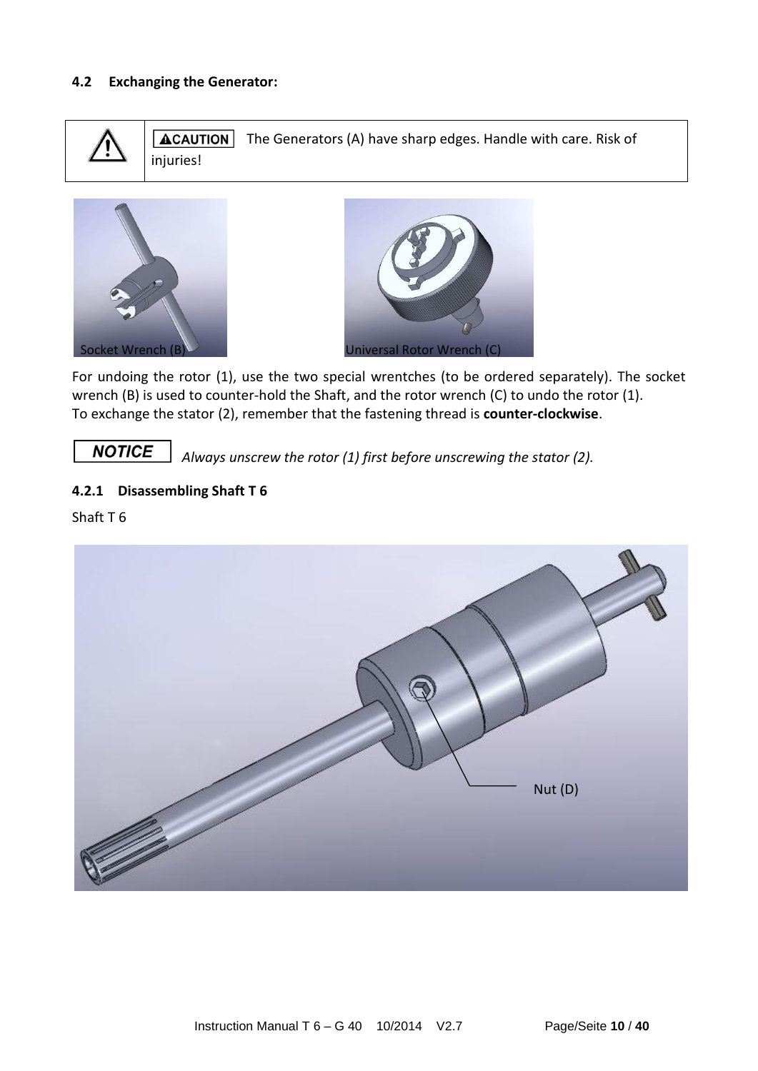## 4.2 Exchanging the Generator:

| | |
|---|---|
| ⚠ | **CAUTION** The Generators (A) have sharp edges. Handle with care. Risk of injuries! |

Socket Wrench (B)

Universal Rotor Wrench (C)

For undoing the rotor (1), use the two special wrentches (to be ordered separately). The socket wrench (B) is used to counter-hold the Shaft, and the rotor wrench (C) to undo the rotor (1).
To exchange the stator (2), remember that the fastening thread is **counter-clockwise**.

**NOTICE** *Always unscrew the rotor (1) first before unscrewing the stator (2).*

### 4.2.1 Disassembling Shaft T 6

Shaft T 6

Nut (D)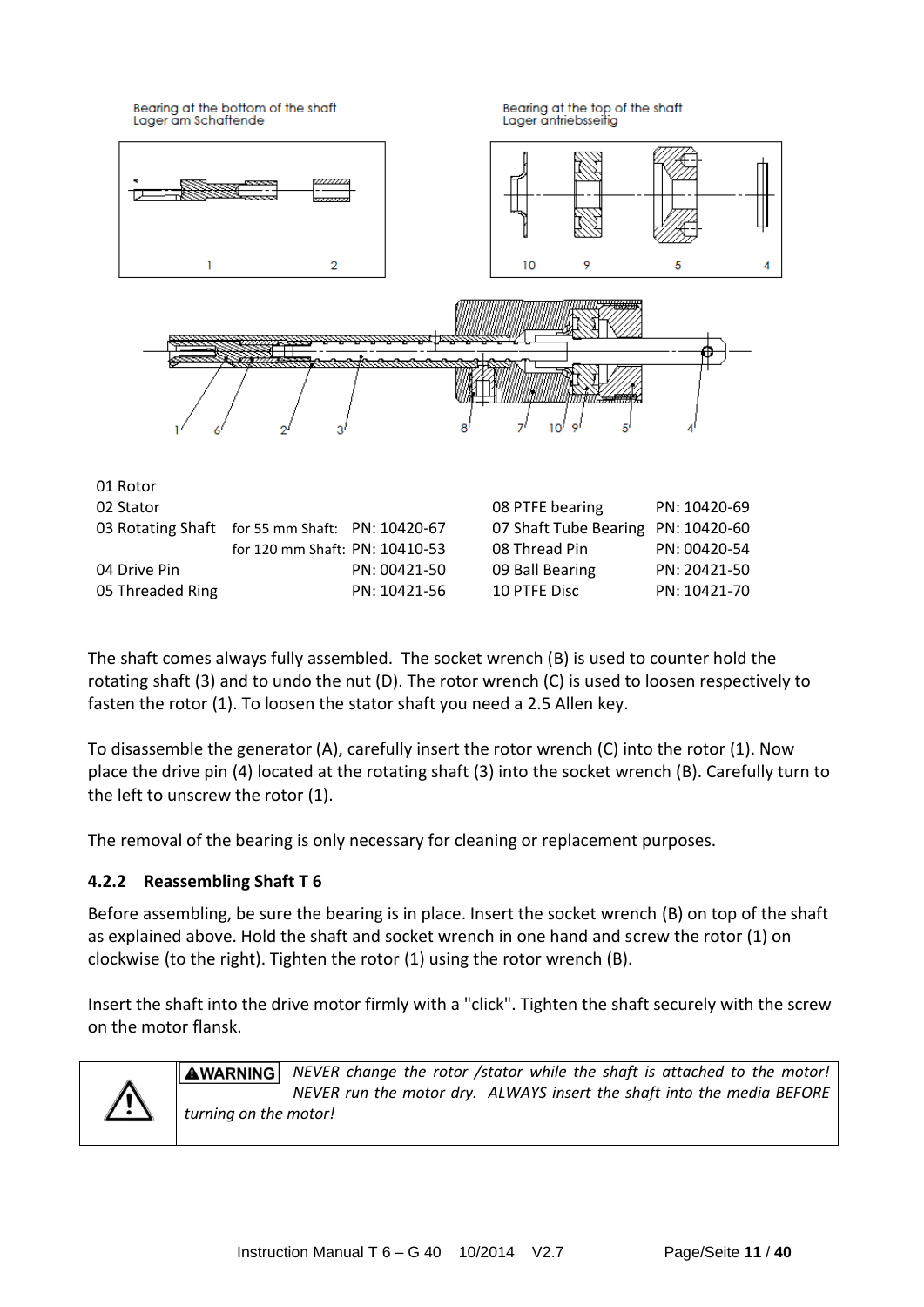Bearing at the bottom of the shaft
Lager am Schaftende

Bearing at the top of the shaft
Lager antriebsseitig

| | | | | |
|---|---|---|---|---|
| 01 Rotor | | | | |
| 02 Stator | | | 08 PTFE bearing | PN: 10420-69 |
| 03 Rotating Shaft | for 55 mm Shaft: | PN: 10420-67 | 07 Shaft Tube Bearing | PN: 10420-60 |
| | for 120 mm Shaft: | PN: 10410-53 | 08 Thread Pin | PN: 00420-54 |
| 04 Drive Pin | | PN: 00421-50 | 09 Ball Bearing | PN: 20421-50 |
| 05 Threaded Ring | | PN: 10421-56 | 10 PTFE Disc | PN: 10421-70 |

The shaft comes always fully assembled. The socket wrench (B) is used to counter hold the rotating shaft (3) and to undo the nut (D). The rotor wrench (C) is used to loosen respectively to fasten the rotor (1). To loosen the stator shaft you need a 2.5 Allen key.

To disassemble the generator (A), carefully insert the rotor wrench (C) into the rotor (1). Now place the drive pin (4) located at the rotating shaft (3) into the socket wrench (B). Carefully turn to the left to unscrew the rotor (1).

The removal of the bearing is only necessary for cleaning or replacement purposes.

### 4.2.2 Reassembling Shaft T 6

Before assembling, be sure the bearing is in place. Insert the socket wrench (B) on top of the shaft as explained above. Hold the shaft and socket wrench in one hand and screw the rotor (1) on clockwise (to the right). Tighten the rotor (1) using the rotor wrench (B).

Insert the shaft into the drive motor firmly with a "click". Tighten the shaft securely with the screw on the motor flansk.

**⚠WARNING** *NEVER change the rotor /stator while the shaft is attached to the motor! NEVER run the motor dry. ALWAYS insert the shaft into the media BEFORE turning on the motor!*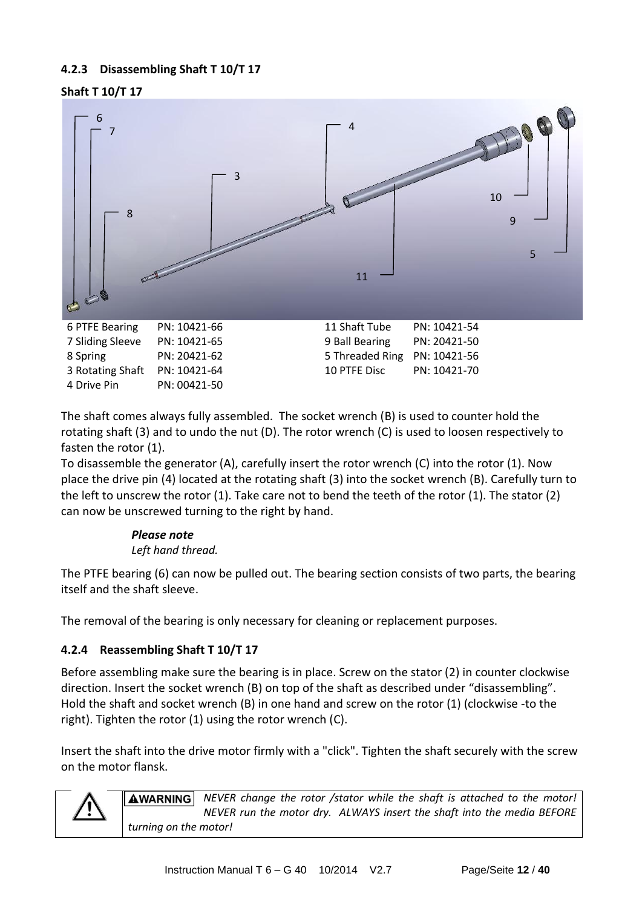### 4.2.3 Disassembling Shaft T 10/T 17

**Shaft T 10/T 17**

6
7
4
3
10
8
9
5
11

| | | | |
|---|---|---|---|
| 6 PTFE Bearing | PN: 10421-66 | 11 Shaft Tube | PN: 10421-54 |
| 7 Sliding Sleeve | PN: 10421-65 | 9 Ball Bearing | PN: 20421-50 |
| 8 Spring | PN: 20421-62 | 5 Threaded Ring | PN: 10421-56 |
| 3 Rotating Shaft | PN: 10421-64 | 10 PTFE Disc | PN: 10421-70 |
| 4 Drive Pin | PN: 00421-50 | | |

The shaft comes always fully assembled. The socket wrench (B) is used to counter hold the rotating shaft (3) and to undo the nut (D). The rotor wrench (C) is used to loosen respectively to fasten the rotor (1).
To disassemble the generator (A), carefully insert the rotor wrench (C) into the rotor (1). Now place the drive pin (4) located at the rotating shaft (3) into the socket wrench (B). Carefully turn to the left to unscrew the rotor (1). Take care not to bend the teeth of the rotor (1). The stator (2) can now be unscrewed turning to the right by hand.

> ***Please note***
> *Left hand thread.*

The PTFE bearing (6) can now be pulled out. The bearing section consists of two parts, the bearing itself and the shaft sleeve.

The removal of the bearing is only necessary for cleaning or replacement purposes.

### 4.2.4 Reassembling Shaft T 10/T 17

Before assembling make sure the bearing is in place. Screw on the stator (2) in counter clockwise direction. Insert the socket wrench (B) on top of the shaft as described under "disassembling". Hold the shaft and socket wrench (B) in one hand and screw on the rotor (1) (clockwise -to the right). Tighten the rotor (1) using the rotor wrench (C).

Insert the shaft into the drive motor firmly with a "click". Tighten the shaft securely with the screw on the motor flansk.

**⚠WARNING** *NEVER change the rotor /stator while the shaft is attached to the motor! NEVER run the motor dry. ALWAYS insert the shaft into the media BEFORE turning on the motor!*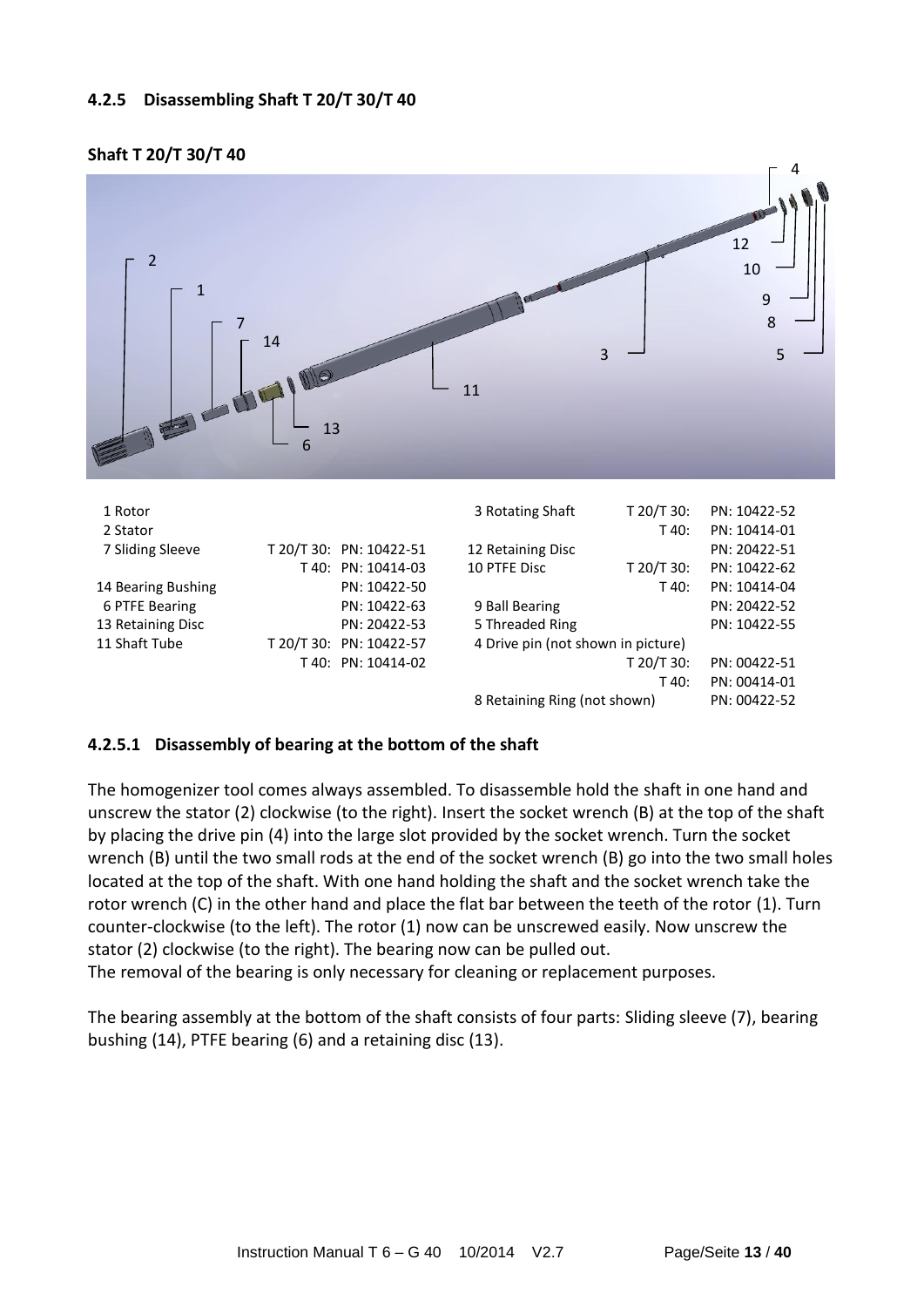### 4.2.5 Disassembling Shaft T 20/T 30/T 40

**Shaft T 20/T 30/T 40**

2
1
7
14
13
6
11
3
12
10
9
8
5
4

| | | | | | |
|---|---|---|---|---|---|
| 1 Rotor | | | 3 Rotating Shaft | T 20/T 30: | PN: 10422-52 |
| 2 Stator | | | | T 40: | PN: 10414-01 |
| 7 Sliding Sleeve | T 20/T 30: | PN: 10422-51 | 12 Retaining Disc | | PN: 20422-51 |
| | T 40: | PN: 10414-03 | 10 PTFE Disc | T 20/T 30: | PN: 10422-62 |
| 14 Bearing Bushing | | PN: 10422-50 | | T 40: | PN: 10414-04 |
| 6 PTFE Bearing | | PN: 10422-63 | 9 Ball Bearing | | PN: 20422-52 |
| 13 Retaining Disc | | PN: 20422-53 | 5 Threaded Ring | | PN: 10422-55 |
| 11 Shaft Tube | T 20/T 30: | PN: 10422-57 | 4 Drive pin (not shown in picture) | | |
| | T 40: | PN: 10414-02 | | T 20/T 30: | PN: 00422-51 |
| | | | | T 40: | PN: 00414-01 |
| | | | 8 Retaining Ring (not shown) | | PN: 00422-52 |

#### 4.2.5.1 Disassembly of bearing at the bottom of the shaft

The homogenizer tool comes always assembled. To disassemble hold the shaft in one hand and unscrew the stator (2) clockwise (to the right). Insert the socket wrench (B) at the top of the shaft by placing the drive pin (4) into the large slot provided by the socket wrench. Turn the socket wrench (B) until the two small rods at the end of the socket wrench (B) go into the two small holes located at the top of the shaft. With one hand holding the shaft and the socket wrench take the rotor wrench (C) in the other hand and place the flat bar between the teeth of the rotor (1). Turn counter-clockwise (to the left). The rotor (1) now can be unscrewed easily. Now unscrew the stator (2) clockwise (to the right). The bearing now can be pulled out.
The removal of the bearing is only necessary for cleaning or replacement purposes.

The bearing assembly at the bottom of the shaft consists of four parts: Sliding sleeve (7), bearing bushing (14), PTFE bearing (6) and a retaining disc (13).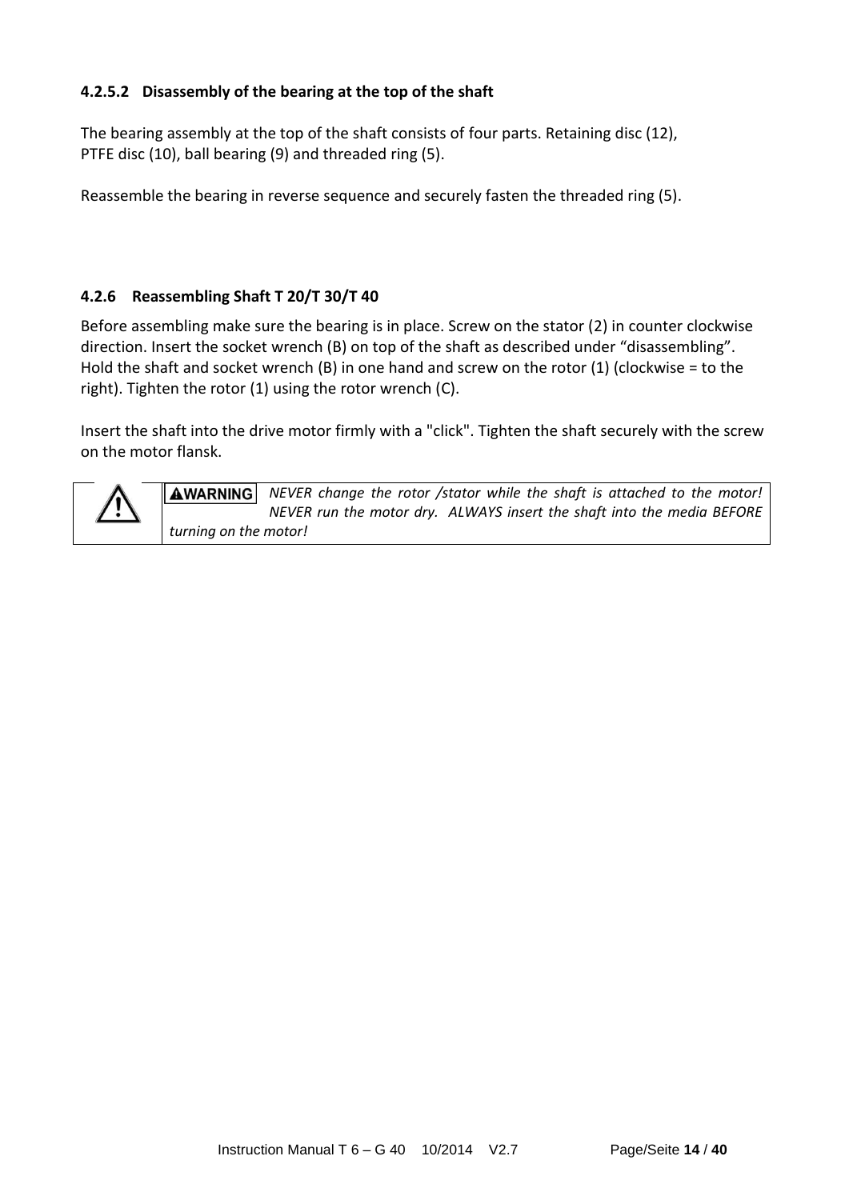#### 4.2.5.2 Disassembly of the bearing at the top of the shaft

The bearing assembly at the top of the shaft consists of four parts. Retaining disc (12), PTFE disc (10), ball bearing (9) and threaded ring (5).

Reassemble the bearing in reverse sequence and securely fasten the threaded ring (5).

### 4.2.6 Reassembling Shaft T 20/T 30/T 40

Before assembling make sure the bearing is in place. Screw on the stator (2) in counter clockwise direction. Insert the socket wrench (B) on top of the shaft as described under "disassembling". Hold the shaft and socket wrench (B) in one hand and screw on the rotor (1) (clockwise = to the right). Tighten the rotor (1) using the rotor wrench (C).

Insert the shaft into the drive motor firmly with a "click". Tighten the shaft securely with the screw on the motor flansk.

| | |
|---|---|
| ⚠ | **⚠WARNING** *NEVER change the rotor /stator while the shaft is attached to the motor! NEVER run the motor dry. ALWAYS insert the shaft into the media BEFORE turning on the motor!* |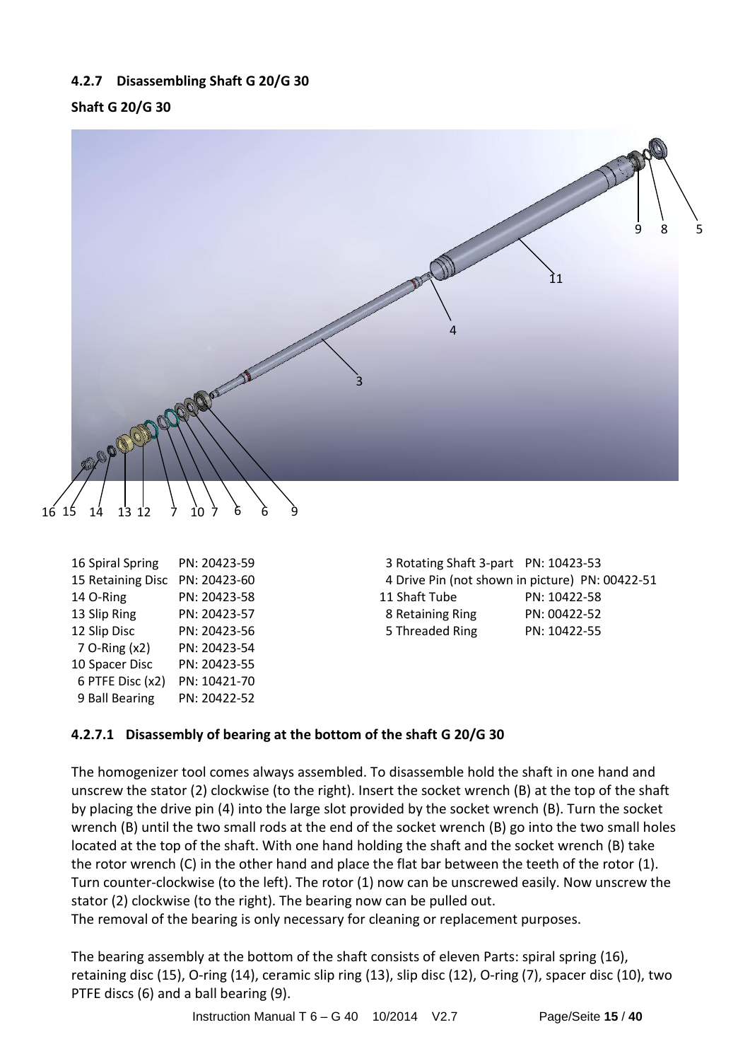#### 4.2.7 Disassembling Shaft G 20/G 30

**Shaft G 20/G 30**

9 8 5

11

4

3

16 15 14 13 12 7 10 7 6 6 9

| | | | |
|---|---|---|---|
| 16 Spiral Spring | PN: 20423-59 | 3 Rotating Shaft 3-part | PN: 10423-53 |
| 15 Retaining Disc | PN: 20423-60 | 4 Drive Pin (not shown in picture) | PN: 00422-51 |
| 14 O-Ring | PN: 20423-58 | 11 Shaft Tube | PN: 10422-58 |
| 13 Slip Ring | PN: 20423-57 | 8 Retaining Ring | PN: 00422-52 |
| 12 Slip Disc | PN: 20423-56 | 5 Threaded Ring | PN: 10422-55 |
| 7 O-Ring (x2) | PN: 20423-54 | | |
| 10 Spacer Disc | PN: 20423-55 | | |
| 6 PTFE Disc (x2) | PN: 10421-70 | | |
| 9 Ball Bearing | PN: 20422-52 | | |

##### 4.2.7.1 Disassembly of bearing at the bottom of the shaft G 20/G 30

The homogenizer tool comes always assembled. To disassemble hold the shaft in one hand and unscrew the stator (2) clockwise (to the right). Insert the socket wrench (B) at the top of the shaft by placing the drive pin (4) into the large slot provided by the socket wrench (B). Turn the socket wrench (B) until the two small rods at the end of the socket wrench (B) go into the two small holes located at the top of the shaft. With one hand holding the shaft and the socket wrench (B) take the rotor wrench (C) in the other hand and place the flat bar between the teeth of the rotor (1). Turn counter-clockwise (to the left). The rotor (1) now can be unscrewed easily. Now unscrew the stator (2) clockwise (to the right). The bearing now can be pulled out.
The removal of the bearing is only necessary for cleaning or replacement purposes.

The bearing assembly at the bottom of the shaft consists of eleven Parts: spiral spring (16), retaining disc (15), O-ring (14), ceramic slip ring (13), slip disc (12), O-ring (7), spacer disc (10), two PTFE discs (6) and a ball bearing (9).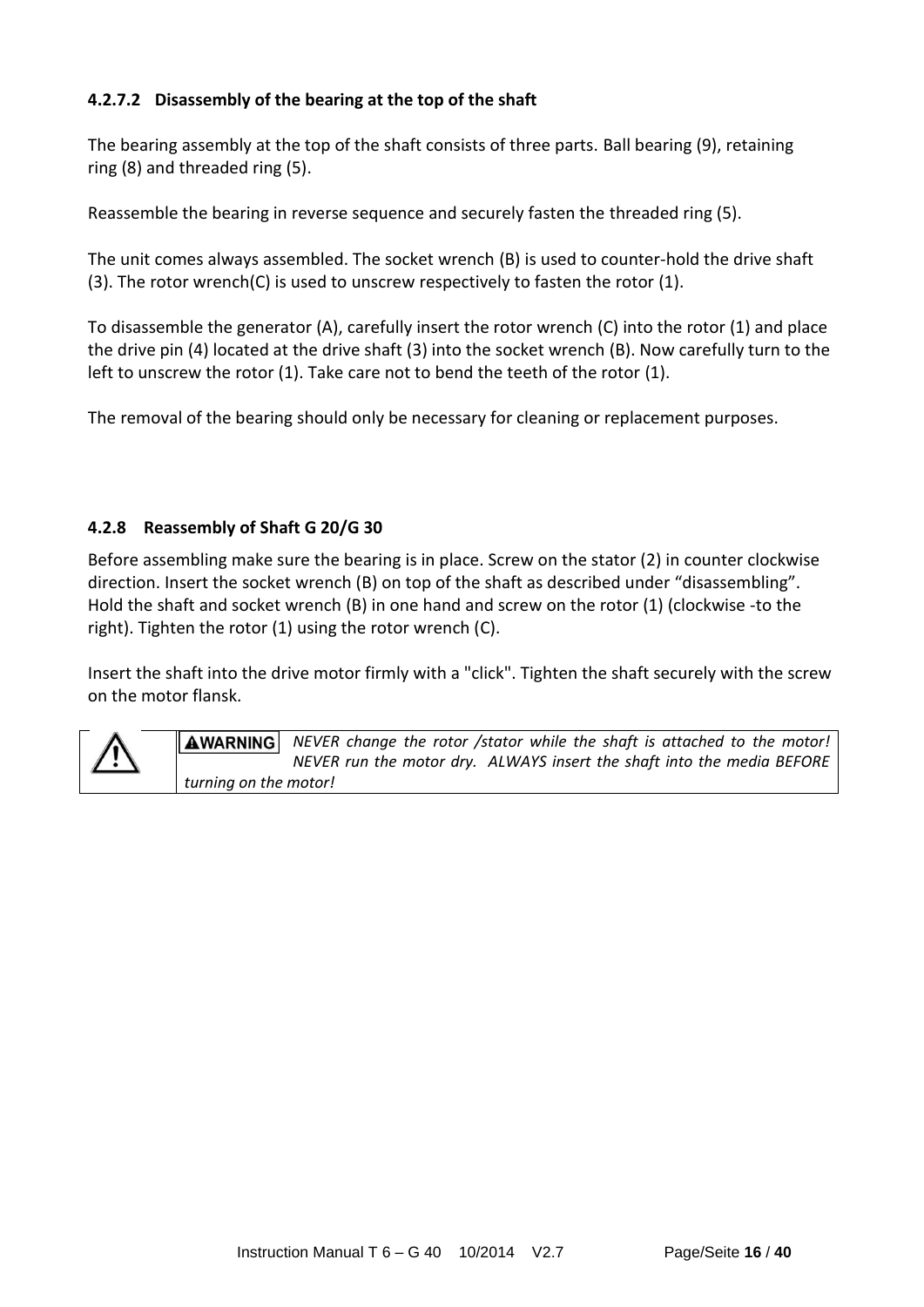#### 4.2.7.2 Disassembly of the bearing at the top of the shaft

The bearing assembly at the top of the shaft consists of three parts. Ball bearing (9), retaining ring (8) and threaded ring (5).

Reassemble the bearing in reverse sequence and securely fasten the threaded ring (5).

The unit comes always assembled. The socket wrench (B) is used to counter-hold the drive shaft (3). The rotor wrench(C) is used to unscrew respectively to fasten the rotor (1).

To disassemble the generator (A), carefully insert the rotor wrench (C) into the rotor (1) and place the drive pin (4) located at the drive shaft (3) into the socket wrench (B). Now carefully turn to the left to unscrew the rotor (1). Take care not to bend the teeth of the rotor (1).

The removal of the bearing should only be necessary for cleaning or replacement purposes.

### 4.2.8 Reassembly of Shaft G 20/G 30

Before assembling make sure the bearing is in place. Screw on the stator (2) in counter clockwise direction. Insert the socket wrench (B) on top of the shaft as described under "disassembling". Hold the shaft and socket wrench (B) in one hand and screw on the rotor (1) (clockwise -to the right). Tighten the rotor (1) using the rotor wrench (C).

Insert the shaft into the drive motor firmly with a "click". Tighten the shaft securely with the screw on the motor flansk.

| | |
|---|---|
| ⚠ | **⚠WARNING** *NEVER change the rotor /stator while the shaft is attached to the motor! NEVER run the motor dry. ALWAYS insert the shaft into the media BEFORE turning on the motor!* |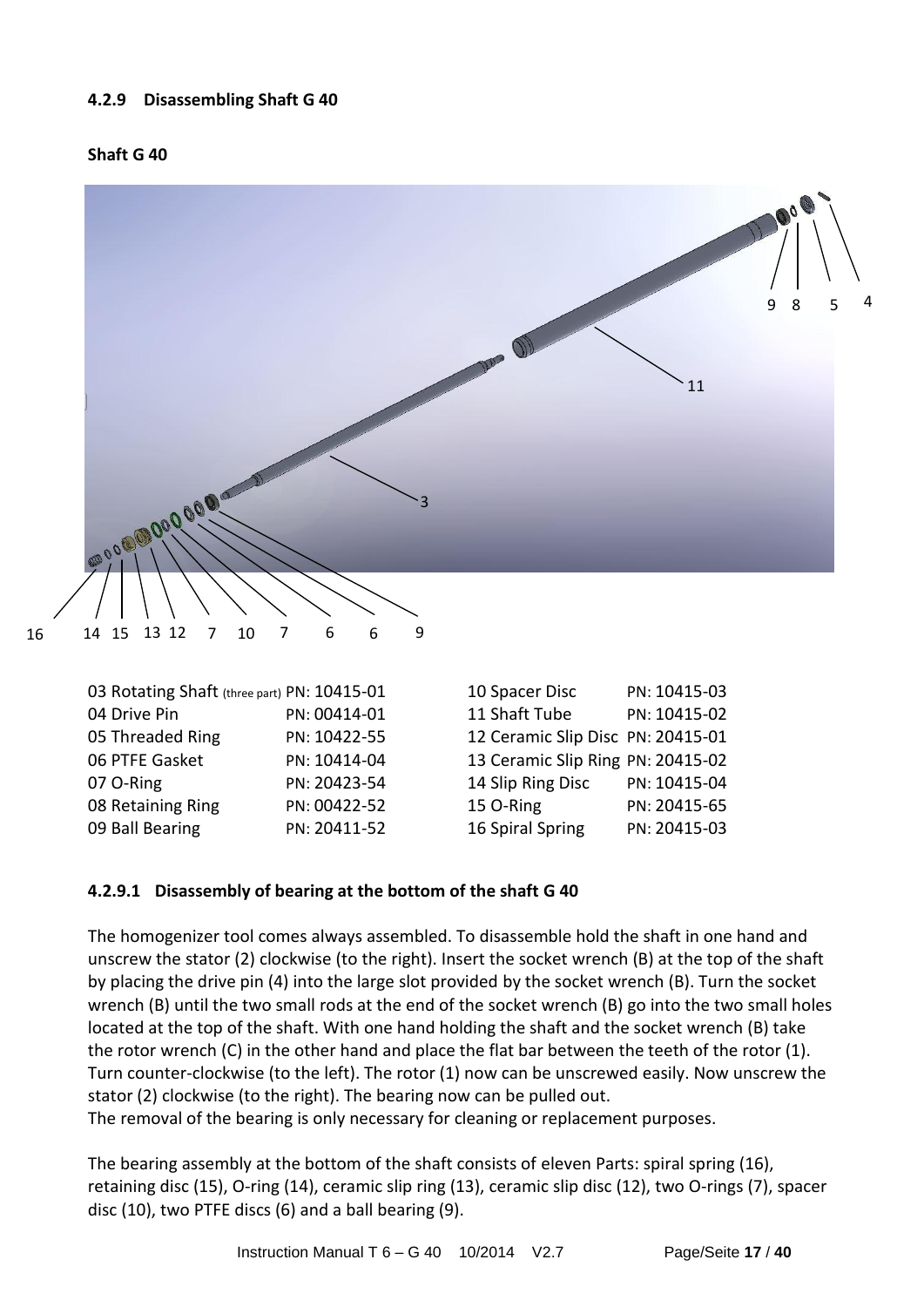#### 4.2.9 Disassembling Shaft G 40

**Shaft G 40**

9 8 5 4

11

3

16 14 15 13 12 7 10 7 6 6 9

| | | | |
|---|---|---|---|
| 03 Rotating Shaft (three part) | PN: 10415-01 | 10 Spacer Disc | PN: 10415-03 |
| 04 Drive Pin | PN: 00414-01 | 11 Shaft Tube | PN: 10415-02 |
| 05 Threaded Ring | PN: 10422-55 | 12 Ceramic Slip Disc | PN: 20415-01 |
| 06 PTFE Gasket | PN: 10414-04 | 13 Ceramic Slip Ring | PN: 20415-02 |
| 07 O-Ring | PN: 20423-54 | 14 Slip Ring Disc | PN: 10415-04 |
| 08 Retaining Ring | PN: 00422-52 | 15 O-Ring | PN: 20415-65 |
| 09 Ball Bearing | PN: 20411-52 | 16 Spiral Spring | PN: 20415-03 |

##### 4.2.9.1 Disassembly of bearing at the bottom of the shaft G 40

The homogenizer tool comes always assembled. To disassemble hold the shaft in one hand and unscrew the stator (2) clockwise (to the right). Insert the socket wrench (B) at the top of the shaft by placing the drive pin (4) into the large slot provided by the socket wrench (B). Turn the socket wrench (B) until the two small rods at the end of the socket wrench (B) go into the two small holes located at the top of the shaft. With one hand holding the shaft and the socket wrench (B) take the rotor wrench (C) in the other hand and place the flat bar between the teeth of the rotor (1). Turn counter-clockwise (to the left). The rotor (1) now can be unscrewed easily. Now unscrew the stator (2) clockwise (to the right). The bearing now can be pulled out.
The removal of the bearing is only necessary for cleaning or replacement purposes.

The bearing assembly at the bottom of the shaft consists of eleven Parts: spiral spring (16), retaining disc (15), O-ring (14), ceramic slip ring (13), ceramic slip disc (12), two O-rings (7), spacer disc (10), two PTFE discs (6) and a ball bearing (9).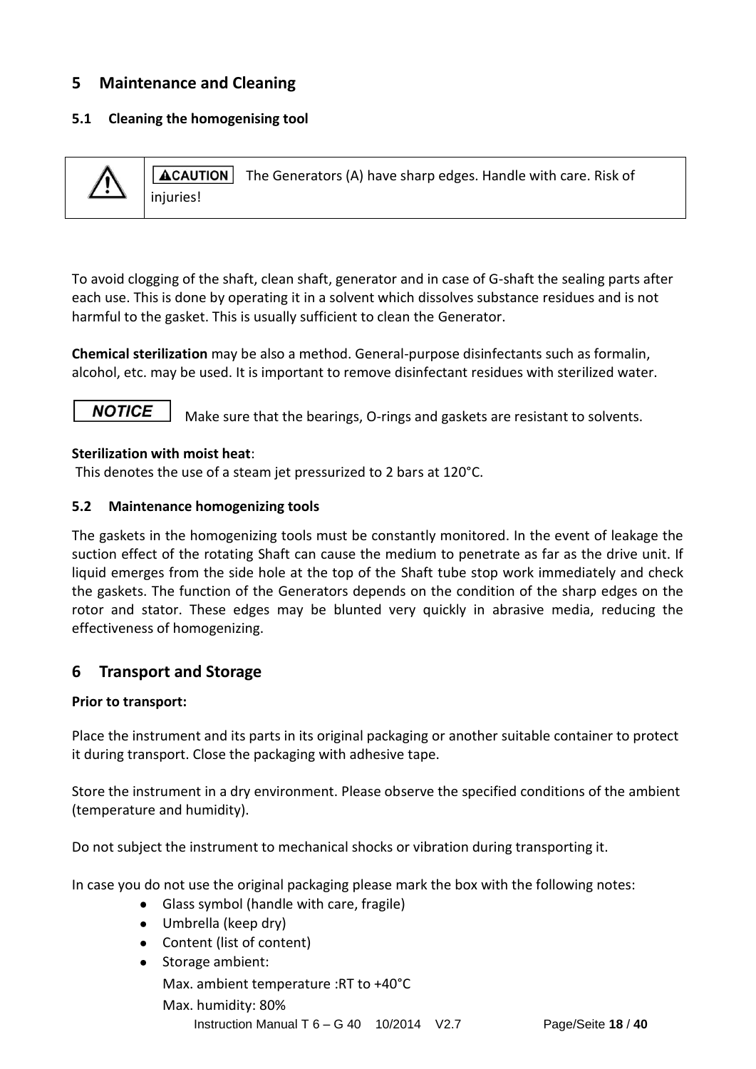## 5 Maintenance and Cleaning

### 5.1 Cleaning the homogenising tool

| | |
|---|---|
| ⚠ | **⚠CAUTION** The Generators (A) have sharp edges. Handle with care. Risk of injuries! |

To avoid clogging of the shaft, clean shaft, generator and in case of G-shaft the sealing parts after each use. This is done by operating it in a solvent which dissolves substance residues and is not harmful to the gasket. This is usually sufficient to clean the Generator.

**Chemical sterilization** may be also a method. General-purpose disinfectants such as formalin, alcohol, etc. may be used. It is important to remove disinfectant residues with sterilized water.

***NOTICE*** Make sure that the bearings, O-rings and gaskets are resistant to solvents.

**Sterilization with moist heat**:
This denotes the use of a steam jet pressurized to 2 bars at 120°C.

### 5.2 Maintenance homogenizing tools

The gaskets in the homogenizing tools must be constantly monitored. In the event of leakage the suction effect of the rotating Shaft can cause the medium to penetrate as far as the drive unit. If liquid emerges from the side hole at the top of the Shaft tube stop work immediately and check the gaskets. The function of the Generators depends on the condition of the sharp edges on the rotor and stator. These edges may be blunted very quickly in abrasive media, reducing the effectiveness of homogenizing.

## 6 Transport and Storage

**Prior to transport:**

Place the instrument and its parts in its original packaging or another suitable container to protect it during transport. Close the packaging with adhesive tape.

Store the instrument in a dry environment. Please observe the specified conditions of the ambient (temperature and humidity).

Do not subject the instrument to mechanical shocks or vibration during transporting it.

In case you do not use the original packaging please mark the box with the following notes:

- Glass symbol (handle with care, fragile)
- Umbrella (keep dry)
- Content (list of content)
- Storage ambient:

  Max. ambient temperature :RT to +40°C

  Max. humidity: 80%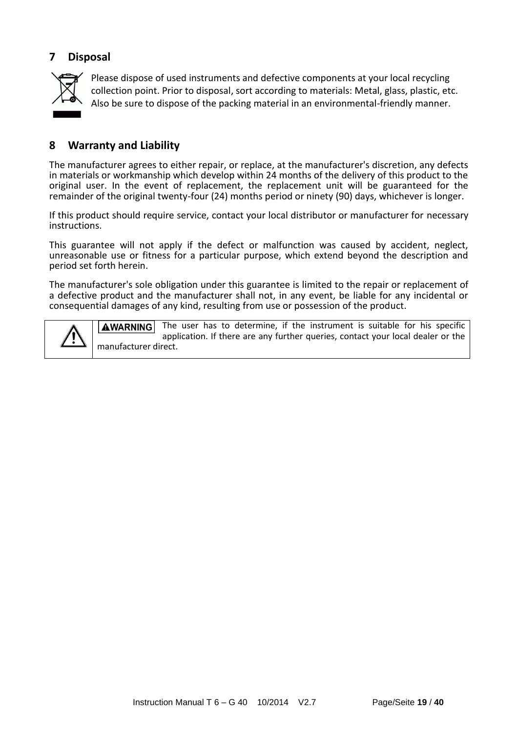## 7 Disposal

Please dispose of used instruments and defective components at your local recycling collection point. Prior to disposal, sort according to materials: Metal, glass, plastic, etc. Also be sure to dispose of the packing material in an environmental-friendly manner.

## 8 Warranty and Liability

The manufacturer agrees to either repair, or replace, at the manufacturer's discretion, any defects in materials or workmanship which develop within 24 months of the delivery of this product to the original user. In the event of replacement, the replacement unit will be guaranteed for the remainder of the original twenty-four (24) months period or ninety (90) days, whichever is longer.

If this product should require service, contact your local distributor or manufacturer for necessary instructions.

This guarantee will not apply if the defect or malfunction was caused by accident, neglect, unreasonable use or fitness for a particular purpose, which extend beyond the description and period set forth herein.

The manufacturer's sole obligation under this guarantee is limited to the repair or replacement of a defective product and the manufacturer shall not, in any event, be liable for any incidental or consequential damages of any kind, resulting from use or possession of the product.

**WARNING** The user has to determine, if the instrument is suitable for his specific application. If there are any further queries, contact your local dealer or the manufacturer direct.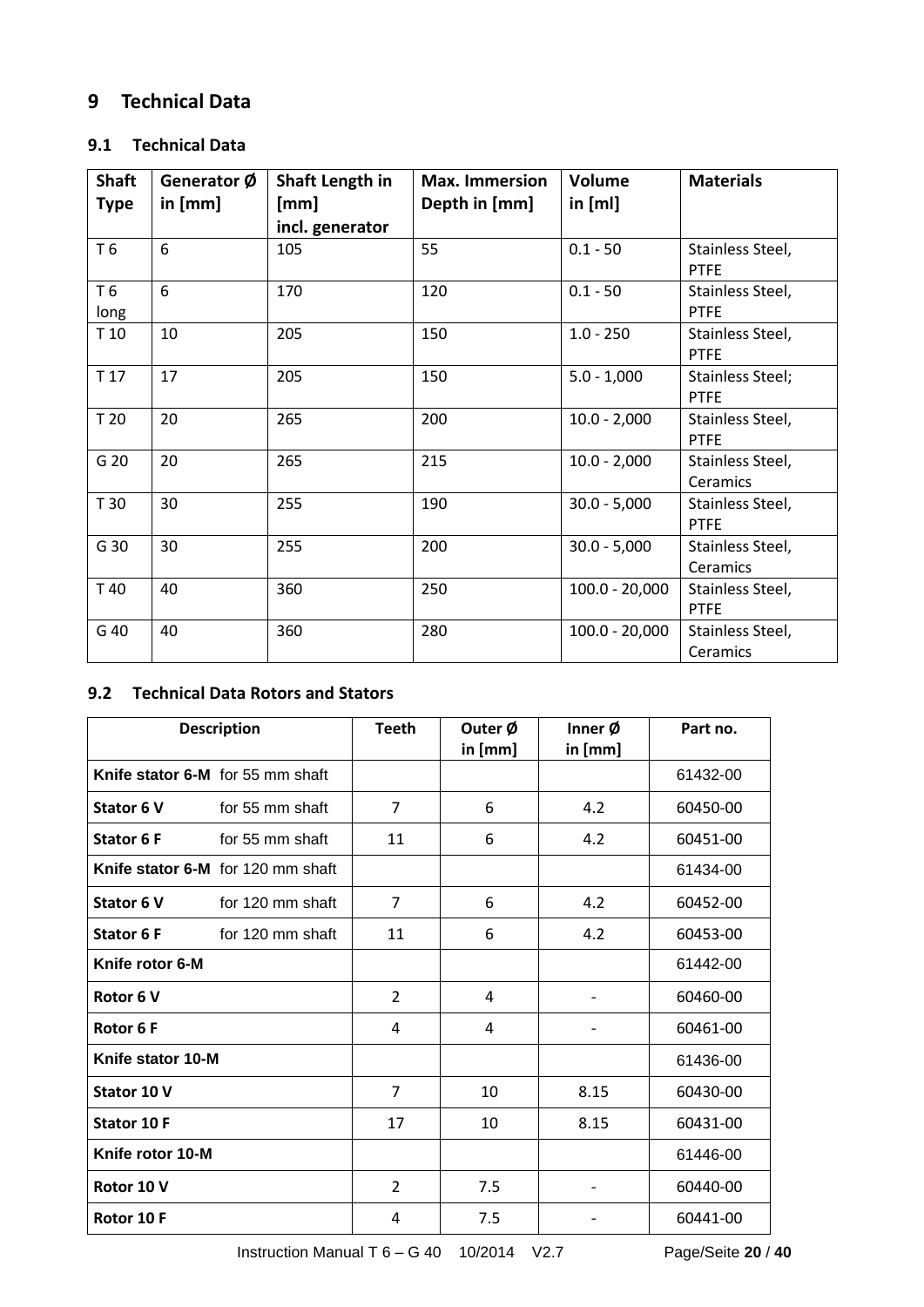# 9 Technical Data

## 9.1 Technical Data

| Shaft Type | Generator Ø in [mm] | Shaft Length in [mm] incl. generator | Max. Immersion Depth in [mm] | Volume in [ml] | Materials |
|---|---|---|---|---|---|
| T 6 | 6 | 105 | 55 | 0.1 - 50 | Stainless Steel, PTFE |
| T 6 long | 6 | 170 | 120 | 0.1 - 50 | Stainless Steel, PTFE |
| T 10 | 10 | 205 | 150 | 1.0 - 250 | Stainless Steel, PTFE |
| T 17 | 17 | 205 | 150 | 5.0 - 1,000 | Stainless Steel; PTFE |
| T 20 | 20 | 265 | 200 | 10.0 - 2,000 | Stainless Steel, PTFE |
| G 20 | 20 | 265 | 215 | 10.0 - 2,000 | Stainless Steel, Ceramics |
| T 30 | 30 | 255 | 190 | 30.0 - 5,000 | Stainless Steel, PTFE |
| G 30 | 30 | 255 | 200 | 30.0 - 5,000 | Stainless Steel, Ceramics |
| T 40 | 40 | 360 | 250 | 100.0 - 20,000 | Stainless Steel, PTFE |
| G 40 | 40 | 360 | 280 | 100.0 - 20,000 | Stainless Steel, Ceramics |

## 9.2 Technical Data Rotors and Stators

| Description | Teeth | Outer Ø in [mm] | Inner Ø in [mm] | Part no. |
|---|---|---|---|---|
| **Knife stator 6-M** for 55 mm shaft | | | | 61432-00 |
| **Stator 6 V** for 55 mm shaft | 7 | 6 | 4.2 | 60450-00 |
| **Stator 6 F** for 55 mm shaft | 11 | 6 | 4.2 | 60451-00 |
| **Knife stator 6-M** for 120 mm shaft | | | | 61434-00 |
| **Stator 6 V** for 120 mm shaft | 7 | 6 | 4.2 | 60452-00 |
| **Stator 6 F** for 120 mm shaft | 11 | 6 | 4.2 | 60453-00 |
| **Knife rotor 6-M** | | | | 61442-00 |
| **Rotor 6 V** | 2 | 4 | - | 60460-00 |
| **Rotor 6 F** | 4 | 4 | - | 60461-00 |
| **Knife stator 10-M** | | | | 61436-00 |
| **Stator 10 V** | 7 | 10 | 8.15 | 60430-00 |
| **Stator 10 F** | 17 | 10 | 8.15 | 60431-00 |
| **Knife rotor 10-M** | | | | 61446-00 |
| **Rotor 10 V** | 2 | 7.5 | - | 60440-00 |
| **Rotor 10 F** | 4 | 7.5 | - | 60441-00 |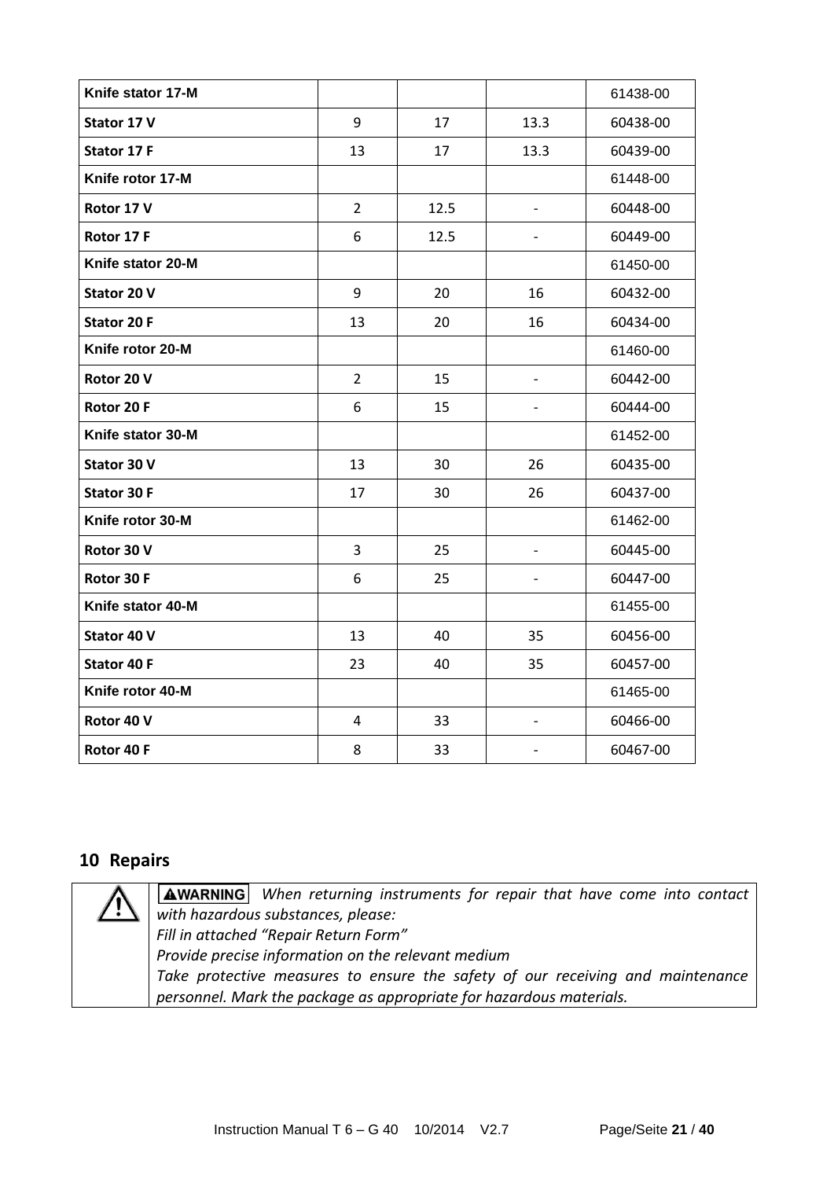| | | | | |
|---|---|---|---|---|
| **Knife stator 17-M** | | | | 61438-00 |
| **Stator 17 V** | 9 | 17 | 13.3 | 60438-00 |
| **Stator 17 F** | 13 | 17 | 13.3 | 60439-00 |
| **Knife rotor 17-M** | | | | 61448-00 |
| **Rotor 17 V** | 2 | 12.5 | - | 60448-00 |
| **Rotor 17 F** | 6 | 12.5 | - | 60449-00 |
| **Knife stator 20-M** | | | | 61450-00 |
| **Stator 20 V** | 9 | 20 | 16 | 60432-00 |
| **Stator 20 F** | 13 | 20 | 16 | 60434-00 |
| **Knife rotor 20-M** | | | | 61460-00 |
| **Rotor 20 V** | 2 | 15 | - | 60442-00 |
| **Rotor 20 F** | 6 | 15 | - | 60444-00 |
| **Knife stator 30-M** | | | | 61452-00 |
| **Stator 30 V** | 13 | 30 | 26 | 60435-00 |
| **Stator 30 F** | 17 | 30 | 26 | 60437-00 |
| **Knife rotor 30-M** | | | | 61462-00 |
| **Rotor 30 V** | 3 | 25 | - | 60445-00 |
| **Rotor 30 F** | 6 | 25 | - | 60447-00 |
| **Knife stator 40-M** | | | | 61455-00 |
| **Stator 40 V** | 13 | 40 | 35 | 60456-00 |
| **Stator 40 F** | 23 | 40 | 35 | 60457-00 |
| **Knife rotor 40-M** | | | | 61465-00 |
| **Rotor 40 V** | 4 | 33 | - | 60466-00 |
| **Rotor 40 F** | 8 | 33 | - | 60467-00 |

## 10 Repairs

| | |
|---|---|
| ⚠ | **⚠WARNING** *When returning instruments for repair that have come into contact with hazardous substances, please:*<br>*Fill in attached "Repair Return Form"*<br>*Provide precise information on the relevant medium*<br>*Take protective measures to ensure the safety of our receiving and maintenance personnel. Mark the package as appropriate for hazardous materials.* |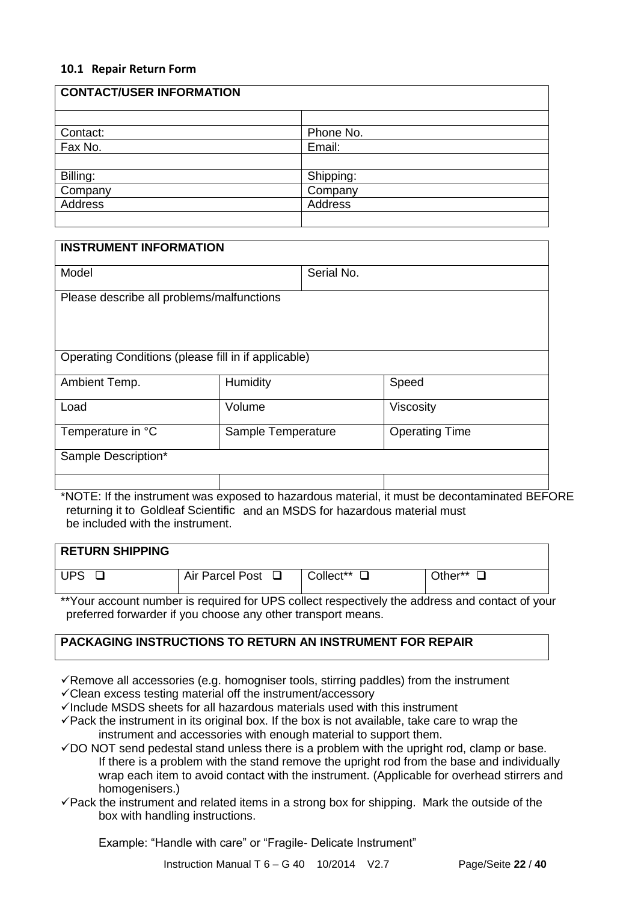## 10.1 Repair Return Form

| CONTACT/USER INFORMATION | |
|---|---|
| | |
| Contact: | Phone No. |
| Fax No. | Email: |
| | |
| Billing: | Shipping: |
| Company | Company |
| Address | Address |
| | |

| INSTRUMENT INFORMATION | | |
|---|---|---|
| Model | Serial No. | |
| Please describe all problems/malfunctions | | |
| Operating Conditions (please fill in if applicable) | | |
| Ambient Temp. | Humidity | Speed |
| Load | Volume | Viscosity |
| Temperature in °C | Sample Temperature | Operating Time |
| Sample Description* | | |
| | | |

*NOTE: If the instrument was exposed to hazardous material, it must be decontaminated BEFORE returning it to Goldleaf Scientific and an MSDS for hazardous material must be included with the instrument.

| RETURN SHIPPING | | | |
|---|---|---|---|
| UPS ☐ | Air Parcel Post ☐ | Collect** ☐ | Other** ☐ |

**Your account number is required for UPS collect respectively the address and contact of your preferred forwarder if you choose any other transport means.

| PACKAGING INSTRUCTIONS TO RETURN AN INSTRUMENT FOR REPAIR |
|---|

- ✓Remove all accessories (e.g. homogniser tools, stirring paddles) from the instrument
- ✓Clean excess testing material off the instrument/accessory
- ✓Include MSDS sheets for all hazardous materials used with this instrument
- ✓Pack the instrument in its original box. If the box is not available, take care to wrap the instrument and accessories with enough material to support them.
- ✓DO NOT send pedestal stand unless there is a problem with the upright rod, clamp or base. If there is a problem with the stand remove the upright rod from the base and individually wrap each item to avoid contact with the instrument. (Applicable for overhead stirrers and homogenisers.)
- ✓Pack the instrument and related items in a strong box for shipping. Mark the outside of the box with handling instructions.

Example: “Handle with care” or “Fragile- Delicate Instrument”